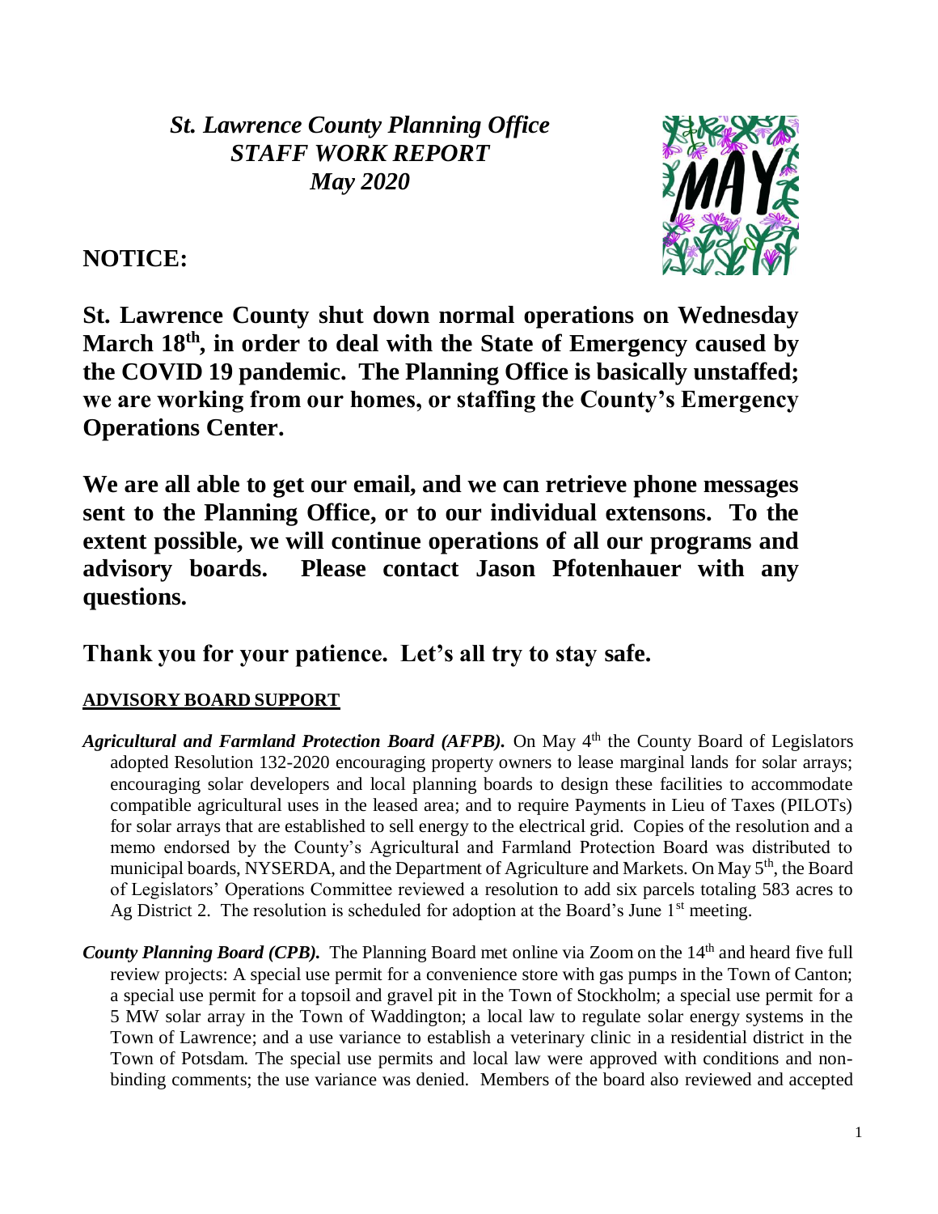# *St. Lawrence County Planning Office*
# *STAFF WORK REPORT*
# *May 2020*

## NOTICE:

**St. Lawrence County shut down normal operations on Wednesday March 18th, in order to deal with the State of Emergency caused by the COVID 19 pandemic. The Planning Office is basically unstaffed; we are working from our homes, or staffing the County's Emergency Operations Center.**

**We are all able to get our email, and we can retrieve phone messages sent to the Planning Office, or to our individual extensons. To the extent possible, we will continue operations of all our programs and advisory boards. Please contact Jason Pfotenhauer with any questions.**

**Thank you for your patience. Let's all try to stay safe.**

## ADVISORY BOARD SUPPORT

***Agricultural and Farmland Protection Board (AFPB).*** On May 4th the County Board of Legislators adopted Resolution 132-2020 encouraging property owners to lease marginal lands for solar arrays; encouraging solar developers and local planning boards to design these facilities to accommodate compatible agricultural uses in the leased area; and to require Payments in Lieu of Taxes (PILOTs) for solar arrays that are established to sell energy to the electrical grid. Copies of the resolution and a memo endorsed by the County's Agricultural and Farmland Protection Board was distributed to municipal boards, NYSERDA, and the Department of Agriculture and Markets. On May 5th, the Board of Legislators' Operations Committee reviewed a resolution to add six parcels totaling 583 acres to Ag District 2. The resolution is scheduled for adoption at the Board's June 1st meeting.

***County Planning Board (CPB).*** The Planning Board met online via Zoom on the 14th and heard five full review projects: A special use permit for a convenience store with gas pumps in the Town of Canton; a special use permit for a topsoil and gravel pit in the Town of Stockholm; a special use permit for a 5 MW solar array in the Town of Waddington; a local law to regulate solar energy systems in the Town of Lawrence; and a use variance to establish a veterinary clinic in a residential district in the Town of Potsdam. The special use permits and local law were approved with conditions and non-binding comments; the use variance was denied. Members of the board also reviewed and accepted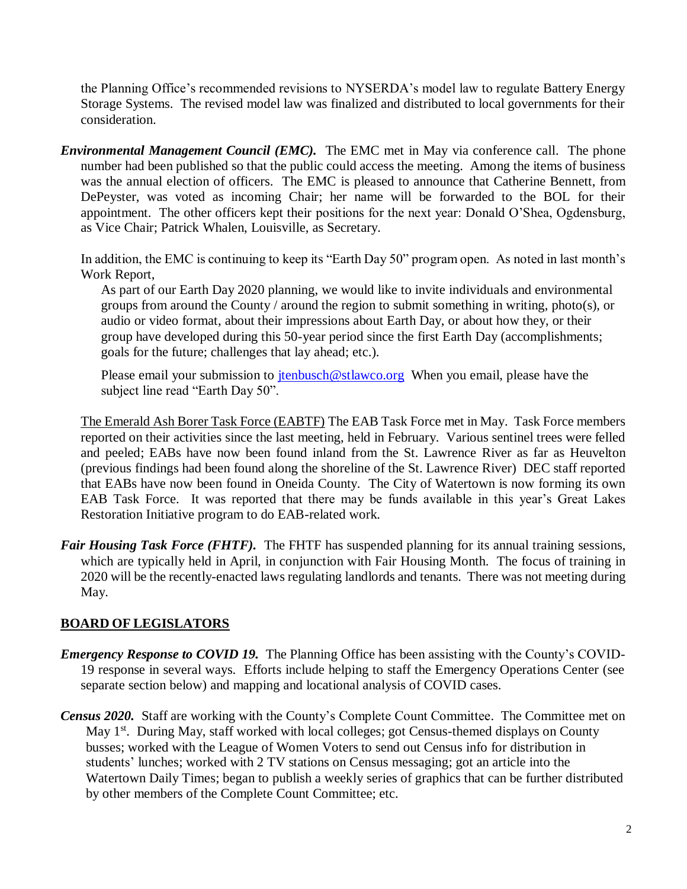the Planning Office's recommended revisions to NYSERDA's model law to regulate Battery Energy Storage Systems. The revised model law was finalized and distributed to local governments for their consideration.

***Environmental Management Council (EMC).*** The EMC met in May via conference call. The phone number had been published so that the public could access the meeting. Among the items of business was the annual election of officers. The EMC is pleased to announce that Catherine Bennett, from DePeyster, was voted as incoming Chair; her name will be forwarded to the BOL for their appointment. The other officers kept their positions for the next year: Donald O'Shea, Ogdensburg, as Vice Chair; Patrick Whalen, Louisville, as Secretary.

In addition, the EMC is continuing to keep its "Earth Day 50" program open. As noted in last month's Work Report,

> As part of our Earth Day 2020 planning, we would like to invite individuals and environmental groups from around the County / around the region to submit something in writing, photo(s), or audio or video format, about their impressions about Earth Day, or about how they, or their group have developed during this 50-year period since the first Earth Day (accomplishments; goals for the future; challenges that lay ahead; etc.).
>
> Please email your submission to jtenbusch@stlawco.org When you email, please have the subject line read "Earth Day 50".

<u>The Emerald Ash Borer Task Force (EABTF)</u> The EAB Task Force met in May. Task Force members reported on their activities since the last meeting, held in February. Various sentinel trees were felled and peeled; EABs have now been found inland from the St. Lawrence River as far as Heuvelton (previous findings had been found along the shoreline of the St. Lawrence River) DEC staff reported that EABs have now been found in Oneida County. The City of Watertown is now forming its own EAB Task Force. It was reported that there may be funds available in this year's Great Lakes Restoration Initiative program to do EAB-related work.

***Fair Housing Task Force (FHTF).*** The FHTF has suspended planning for its annual training sessions, which are typically held in April, in conjunction with Fair Housing Month. The focus of training in 2020 will be the recently-enacted laws regulating landlords and tenants. There was not meeting during May.

## BOARD OF LEGISLATORS

***Emergency Response to COVID 19.*** The Planning Office has been assisting with the County's COVID-19 response in several ways. Efforts include helping to staff the Emergency Operations Center (see separate section below) and mapping and locational analysis of COVID cases.

***Census 2020.*** Staff are working with the County's Complete Count Committee. The Committee met on May 1st. During May, staff worked with local colleges; got Census-themed displays on County busses; worked with the League of Women Voters to send out Census info for distribution in students' lunches; worked with 2 TV stations on Census messaging; got an article into the Watertown Daily Times; began to publish a weekly series of graphics that can be further distributed by other members of the Complete Count Committee; etc.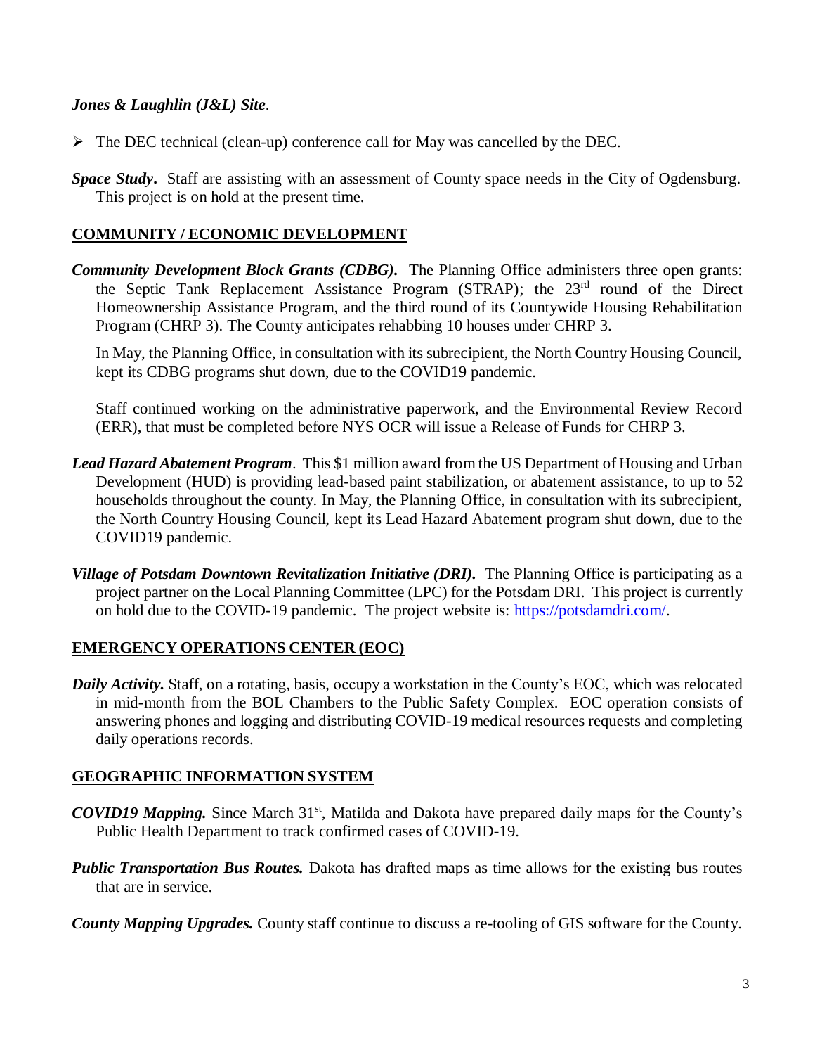***Jones & Laughlin (J&L) Site***.

- The DEC technical (clean-up) conference call for May was cancelled by the DEC.

***Space Study***. Staff are assisting with an assessment of County space needs in the City of Ogdensburg. This project is on hold at the present time.

## COMMUNITY / ECONOMIC DEVELOPMENT

***Community Development Block Grants (CDBG).*** The Planning Office administers three open grants: the Septic Tank Replacement Assistance Program (STRAP); the 23rd round of the Direct Homeownership Assistance Program, and the third round of its Countywide Housing Rehabilitation Program (CHRP 3). The County anticipates rehabbing 10 houses under CHRP 3.

In May, the Planning Office, in consultation with its subrecipient, the North Country Housing Council, kept its CDBG programs shut down, due to the COVID19 pandemic.

Staff continued working on the administrative paperwork, and the Environmental Review Record (ERR), that must be completed before NYS OCR will issue a Release of Funds for CHRP 3.

***Lead Hazard Abatement Program***. This $1 million award from the US Department of Housing and Urban Development (HUD) is providing lead-based paint stabilization, or abatement assistance, to up to 52 households throughout the county. In May, the Planning Office, in consultation with its subrecipient, the North Country Housing Council, kept its Lead Hazard Abatement program shut down, due to the COVID19 pandemic.

***Village of Potsdam Downtown Revitalization Initiative (DRI).*** The Planning Office is participating as a project partner on the Local Planning Committee (LPC) for the Potsdam DRI. This project is currently on hold due to the COVID-19 pandemic. The project website is: https://potsdamdri.com/.

## EMERGENCY OPERATIONS CENTER (EOC)

***Daily Activity.*** Staff, on a rotating, basis, occupy a workstation in the County's EOC, which was relocated in mid-month from the BOL Chambers to the Public Safety Complex. EOC operation consists of answering phones and logging and distributing COVID-19 medical resources requests and completing daily operations records.

## GEOGRAPHIC INFORMATION SYSTEM

***COVID19 Mapping.*** Since March 31st, Matilda and Dakota have prepared daily maps for the County's Public Health Department to track confirmed cases of COVID-19.

***Public Transportation Bus Routes.*** Dakota has drafted maps as time allows for the existing bus routes that are in service.

***County Mapping Upgrades.*** County staff continue to discuss a re-tooling of GIS software for the County.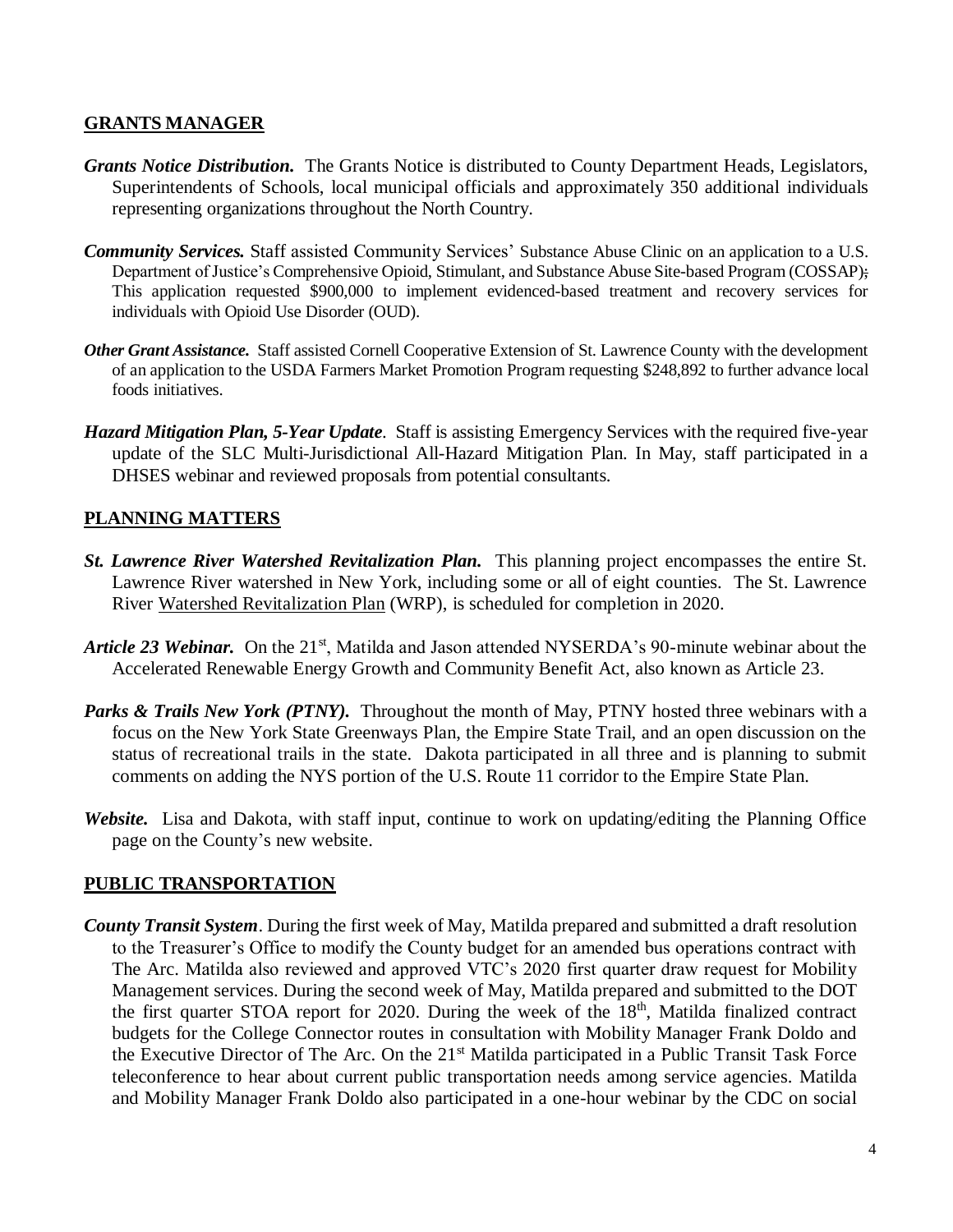## GRANTS MANAGER

***Grants Notice Distribution.*** The Grants Notice is distributed to County Department Heads, Legislators, Superintendents of Schools, local municipal officials and approximately 350 additional individuals representing organizations throughout the North Country.

***Community Services.*** Staff assisted Community Services' Substance Abuse Clinic on an application to a U.S. Department of Justice's Comprehensive Opioid, Stimulant, and Substance Abuse Site-based Program (COSSAP); This application requested $900,000 to implement evidenced-based treatment and recovery services for individuals with Opioid Use Disorder (OUD).

***Other Grant Assistance.*** Staff assisted Cornell Cooperative Extension of St. Lawrence County with the development of an application to the USDA Farmers Market Promotion Program requesting $248,892 to further advance local foods initiatives.

***Hazard Mitigation Plan, 5-Year Update*.** Staff is assisting Emergency Services with the required five-year update of the SLC Multi-Jurisdictional All-Hazard Mitigation Plan. In May, staff participated in a DHSES webinar and reviewed proposals from potential consultants.

## PLANNING MATTERS

***St. Lawrence River Watershed Revitalization Plan.*** This planning project encompasses the entire St. Lawrence River watershed in New York, including some or all of eight counties. The St. Lawrence River Watershed Revitalization Plan (WRP), is scheduled for completion in 2020.

***Article 23 Webinar.*** On the 21st, Matilda and Jason attended NYSERDA's 90-minute webinar about the Accelerated Renewable Energy Growth and Community Benefit Act, also known as Article 23.

***Parks & Trails New York (PTNY).*** Throughout the month of May, PTNY hosted three webinars with a focus on the New York State Greenways Plan, the Empire State Trail, and an open discussion on the status of recreational trails in the state. Dakota participated in all three and is planning to submit comments on adding the NYS portion of the U.S. Route 11 corridor to the Empire State Plan.

***Website.*** Lisa and Dakota, with staff input, continue to work on updating/editing the Planning Office page on the County's new website.

## PUBLIC TRANSPORTATION

***County Transit System*.** During the first week of May, Matilda prepared and submitted a draft resolution to the Treasurer's Office to modify the County budget for an amended bus operations contract with The Arc. Matilda also reviewed and approved VTC's 2020 first quarter draw request for Mobility Management services. During the second week of May, Matilda prepared and submitted to the DOT the first quarter STOA report for 2020. During the week of the 18th, Matilda finalized contract budgets for the College Connector routes in consultation with Mobility Manager Frank Doldo and the Executive Director of The Arc. On the 21st Matilda participated in a Public Transit Task Force teleconference to hear about current public transportation needs among service agencies. Matilda and Mobility Manager Frank Doldo also participated in a one-hour webinar by the CDC on social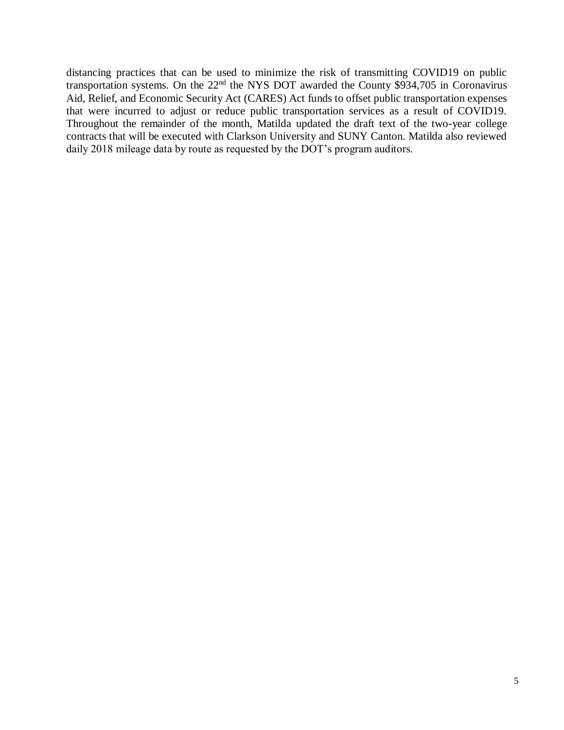distancing practices that can be used to minimize the risk of transmitting COVID19 on public transportation systems. On the 22nd the NYS DOT awarded the County $934,705 in Coronavirus Aid, Relief, and Economic Security Act (CARES) Act funds to offset public transportation expenses that were incurred to adjust or reduce public transportation services as a result of COVID19. Throughout the remainder of the month, Matilda updated the draft text of the two-year college contracts that will be executed with Clarkson University and SUNY Canton. Matilda also reviewed daily 2018 mileage data by route as requested by the DOT's program auditors.